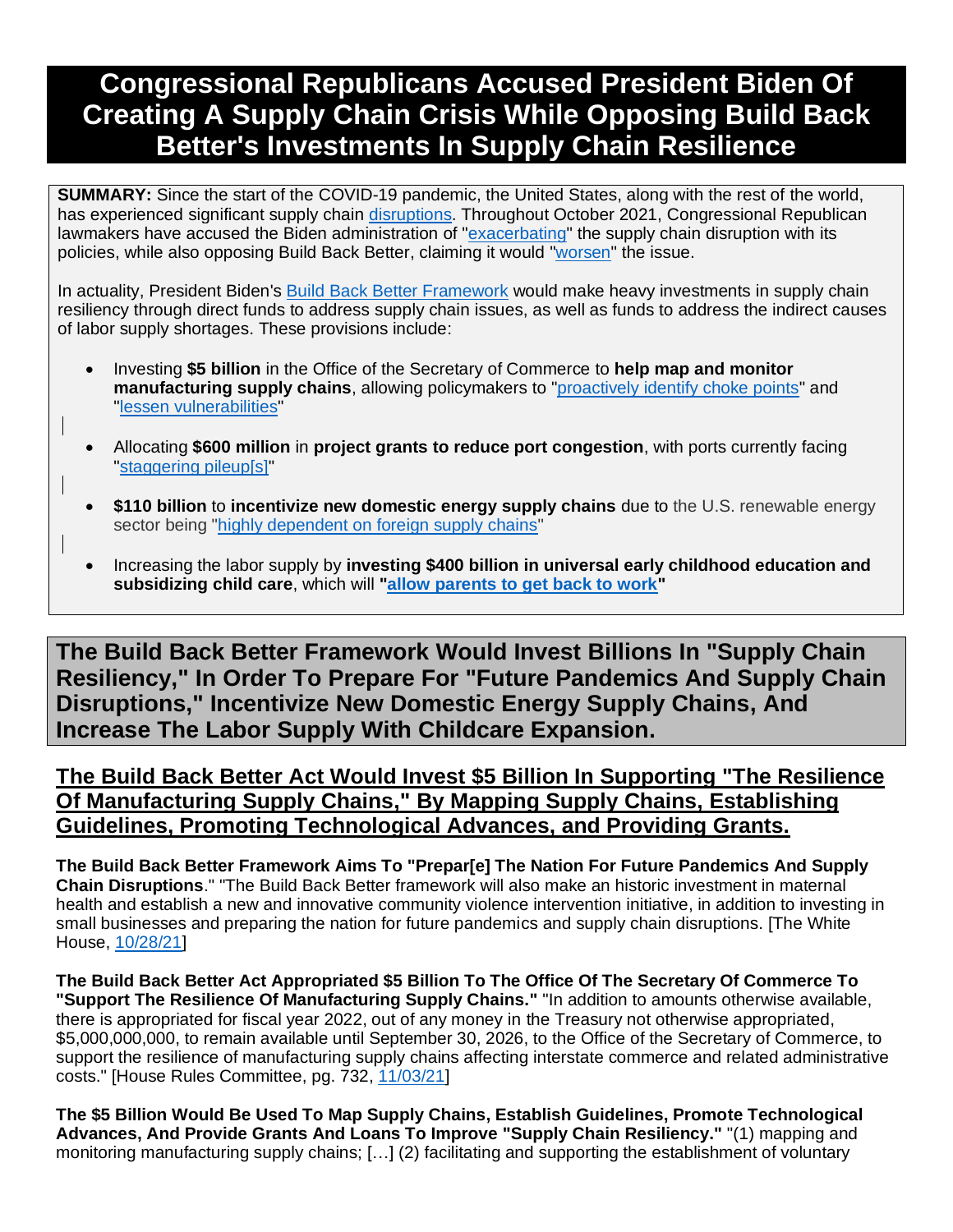# Congressional Republicans Accused President Biden Of Creating A Supply Chain Crisis While Opposing Build Back Better's Investments In Supply Chain Resilience

**SUMMARY:** Since the start of the COVID-19 pandemic, the United States, along with the rest of the world, has experienced significant supply chain disruptions. Throughout October 2021, Congressional Republican lawmakers have accused the Biden administration of "exacerbating" the supply chain disruption with its policies, while also opposing Build Back Better, claiming it would "worsen" the issue.

In actuality, President Biden's Build Back Better Framework would make heavy investments in supply chain resiliency through direct funds to address supply chain issues, as well as funds to address the indirect causes of labor supply shortages. These provisions include:

- Investing **$5 billion** in the Office of the Secretary of Commerce to **help map and monitor manufacturing supply chains**, allowing policymakers to "proactively identify choke points" and "lessen vulnerabilities"
- Allocating **$600 million** in **project grants to reduce port congestion**, with ports currently facing "staggering pileup[s]"
- **$110 billion** to **incentivize new domestic energy supply chains** due to the U.S. renewable energy sector being "highly dependent on foreign supply chains"
- Increasing the labor supply by **investing $400 billion in universal early childhood education and subsidizing child care**, which will **"allow parents to get back to work"**

## The Build Back Better Framework Would Invest Billions In "Supply Chain Resiliency," In Order To Prepare For "Future Pandemics And Supply Chain Disruptions," Incentivize New Domestic Energy Supply Chains, And Increase The Labor Supply With Childcare Expansion.

### The Build Back Better Act Would Invest $5 Billion In Supporting "The Resilience Of Manufacturing Supply Chains," By Mapping Supply Chains, Establishing Guidelines, Promoting Technological Advances, and Providing Grants.

**The Build Back Better Framework Aims To "Prepar[e] The Nation For Future Pandemics And Supply Chain Disruptions**." "The Build Back Better framework will also make an historic investment in maternal health and establish a new and innovative community violence intervention initiative, in addition to investing in small businesses and preparing the nation for future pandemics and supply chain disruptions. [The White House, 10/28/21]

**The Build Back Better Act Appropriated $5 Billion To The Office Of The Secretary Of Commerce To "Support The Resilience Of Manufacturing Supply Chains."** "In addition to amounts otherwise available, there is appropriated for fiscal year 2022, out of any money in the Treasury not otherwise appropriated, $5,000,000,000, to remain available until September 30, 2026, to the Office of the Secretary of Commerce, to support the resilience of manufacturing supply chains affecting interstate commerce and related administrative costs." [House Rules Committee, pg. 732, 11/03/21]

**The $5 Billion Would Be Used To Map Supply Chains, Establish Guidelines, Promote Technological Advances, And Provide Grants And Loans To Improve "Supply Chain Resiliency."** "(1) mapping and monitoring manufacturing supply chains; […] (2) facilitating and supporting the establishment of voluntary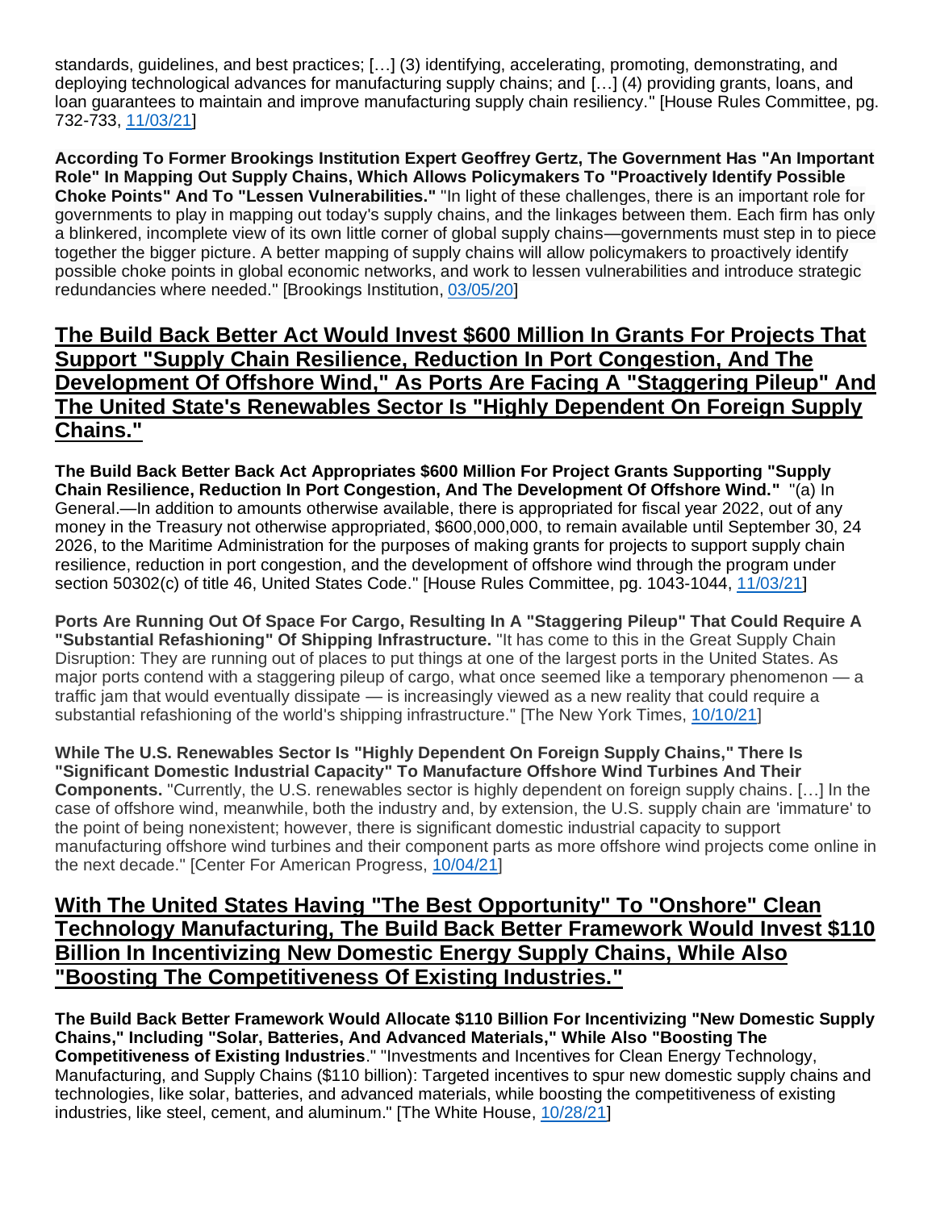standards, guidelines, and best practices; […] (3) identifying, accelerating, promoting, demonstrating, and deploying technological advances for manufacturing supply chains; and […] (4) providing grants, loans, and loan guarantees to maintain and improve manufacturing supply chain resiliency." [House Rules Committee, pg. 732-733, 11/03/21]

**According To Former Brookings Institution Expert Geoffrey Gertz, The Government Has "An Important Role" In Mapping Out Supply Chains, Which Allows Policymakers To "Proactively Identify Possible Choke Points" And To "Lessen Vulnerabilities."** "In light of these challenges, there is an important role for governments to play in mapping out today's supply chains, and the linkages between them. Each firm has only a blinkered, incomplete view of its own little corner of global supply chains—governments must step in to piece together the bigger picture. A better mapping of supply chains will allow policymakers to proactively identify possible choke points in global economic networks, and work to lessen vulnerabilities and introduce strategic redundancies where needed." [Brookings Institution, 03/05/20]

## The Build Back Better Act Would Invest $600 Million In Grants For Projects That Support "Supply Chain Resilience, Reduction In Port Congestion, And The Development Of Offshore Wind," As Ports Are Facing A "Staggering Pileup" And The United State's Renewables Sector Is "Highly Dependent On Foreign Supply Chains."

**The Build Back Better Back Act Appropriates $600 Million For Project Grants Supporting "Supply Chain Resilience, Reduction In Port Congestion, And The Development Of Offshore Wind."** "(a) In General.—In addition to amounts otherwise available, there is appropriated for fiscal year 2022, out of any money in the Treasury not otherwise appropriated, $600,000,000, to remain available until September 30, 24 2026, to the Maritime Administration for the purposes of making grants for projects to support supply chain resilience, reduction in port congestion, and the development of offshore wind through the program under section 50302(c) of title 46, United States Code." [House Rules Committee, pg. 1043-1044, 11/03/21]

**Ports Are Running Out Of Space For Cargo, Resulting In A "Staggering Pileup" That Could Require A "Substantial Refashioning" Of Shipping Infrastructure.** "It has come to this in the Great Supply Chain Disruption: They are running out of places to put things at one of the largest ports in the United States. As major ports contend with a staggering pileup of cargo, what once seemed like a temporary phenomenon — a traffic jam that would eventually dissipate — is increasingly viewed as a new reality that could require a substantial refashioning of the world's shipping infrastructure." [The New York Times, 10/10/21]

**While The U.S. Renewables Sector Is "Highly Dependent On Foreign Supply Chains," There Is "Significant Domestic Industrial Capacity" To Manufacture Offshore Wind Turbines And Their Components.** "Currently, the U.S. renewables sector is highly dependent on foreign supply chains. […] In the case of offshore wind, meanwhile, both the industry and, by extension, the U.S. supply chain are 'immature' to the point of being nonexistent; however, there is significant domestic industrial capacity to support manufacturing offshore wind turbines and their component parts as more offshore wind projects come online in the next decade." [Center For American Progress, 10/04/21]

## With The United States Having "The Best Opportunity" To "Onshore" Clean Technology Manufacturing, The Build Back Better Framework Would Invest $110 Billion In Incentivizing New Domestic Energy Supply Chains, While Also "Boosting The Competitiveness Of Existing Industries."

**The Build Back Better Framework Would Allocate $110 Billion For Incentivizing "New Domestic Supply Chains," Including "Solar, Batteries, And Advanced Materials," While Also "Boosting The Competitiveness of Existing Industries**." "Investments and Incentives for Clean Energy Technology, Manufacturing, and Supply Chains ($110 billion): Targeted incentives to spur new domestic supply chains and technologies, like solar, batteries, and advanced materials, while boosting the competitiveness of existing industries, like steel, cement, and aluminum." [The White House, 10/28/21]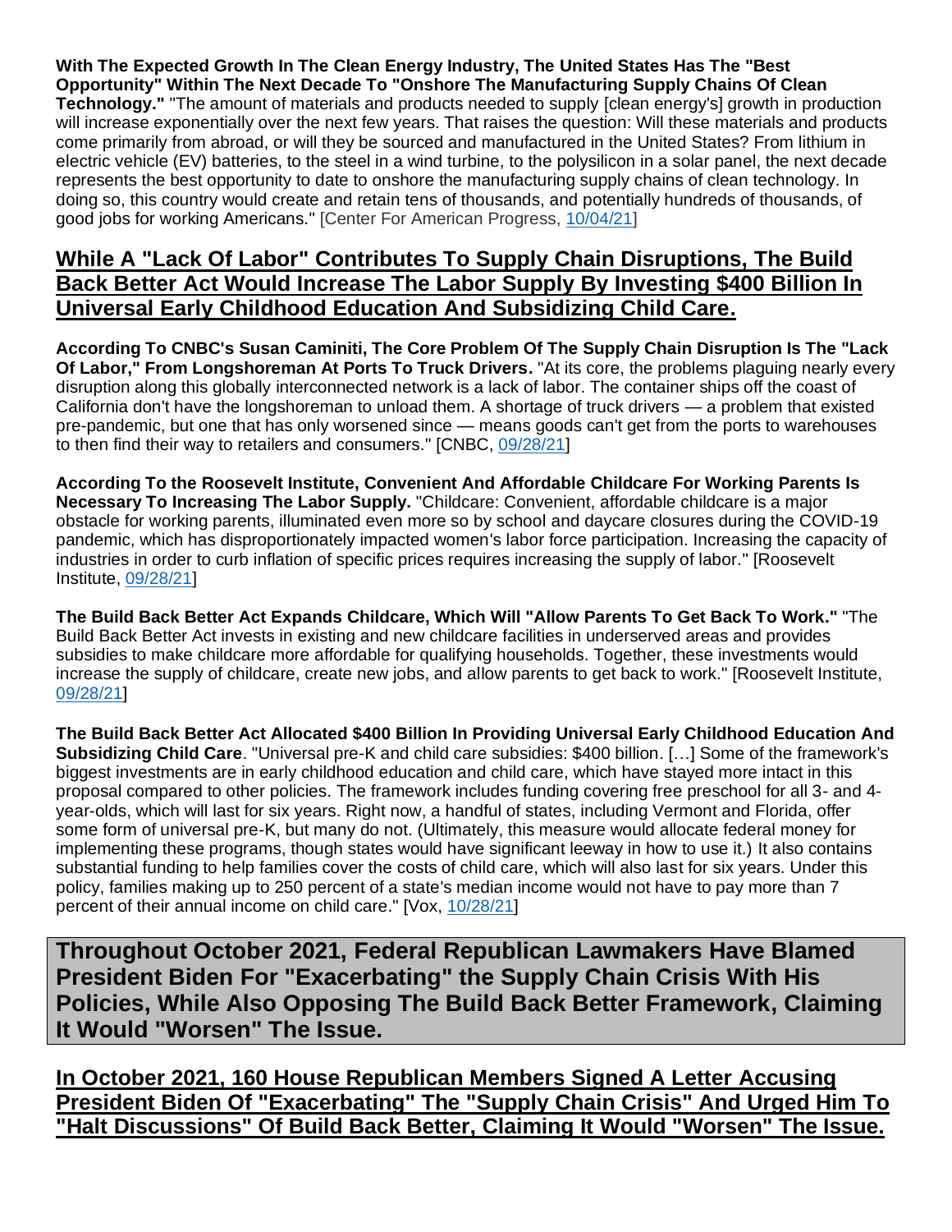**With The Expected Growth In The Clean Energy Industry, The United States Has The "Best Opportunity" Within The Next Decade To "Onshore The Manufacturing Supply Chains Of Clean Technology."** "The amount of materials and products needed to supply [clean energy's] growth in production will increase exponentially over the next few years. That raises the question: Will these materials and products come primarily from abroad, or will they be sourced and manufactured in the United States? From lithium in electric vehicle (EV) batteries, to the steel in a wind turbine, to the polysilicon in a solar panel, the next decade represents the best opportunity to date to onshore the manufacturing supply chains of clean technology. In doing so, this country would create and retain tens of thousands, and potentially hundreds of thousands, of good jobs for working Americans." [Center For American Progress, 10/04/21]

## While A "Lack Of Labor" Contributes To Supply Chain Disruptions, The Build Back Better Act Would Increase The Labor Supply By Investing $400 Billion In Universal Early Childhood Education And Subsidizing Child Care.

**According To CNBC's Susan Caminiti, The Core Problem Of The Supply Chain Disruption Is The "Lack Of Labor," From Longshoreman At Ports To Truck Drivers.** "At its core, the problems plaguing nearly every disruption along this globally interconnected network is a lack of labor. The container ships off the coast of California don't have the longshoreman to unload them. A shortage of truck drivers — a problem that existed pre-pandemic, but one that has only worsened since — means goods can't get from the ports to warehouses to then find their way to retailers and consumers." [CNBC, 09/28/21]

**According To the Roosevelt Institute, Convenient And Affordable Childcare For Working Parents Is Necessary To Increasing The Labor Supply.** "Childcare: Convenient, affordable childcare is a major obstacle for working parents, illuminated even more so by school and daycare closures during the COVID-19 pandemic, which has disproportionately impacted women's labor force participation. Increasing the capacity of industries in order to curb inflation of specific prices requires increasing the supply of labor." [Roosevelt Institute, 09/28/21]

**The Build Back Better Act Expands Childcare, Which Will "Allow Parents To Get Back To Work."** "The Build Back Better Act invests in existing and new childcare facilities in underserved areas and provides subsidies to make childcare more affordable for qualifying households. Together, these investments would increase the supply of childcare, create new jobs, and allow parents to get back to work." [Roosevelt Institute, 09/28/21]

**The Build Back Better Act Allocated $400 Billion In Providing Universal Early Childhood Education And Subsidizing Child Care**. "Universal pre-K and child care subsidies: $400 billion. […] Some of the framework's biggest investments are in early childhood education and child care, which have stayed more intact in this proposal compared to other policies. The framework includes funding covering free preschool for all 3- and 4-year-olds, which will last for six years. Right now, a handful of states, including Vermont and Florida, offer some form of universal pre-K, but many do not. (Ultimately, this measure would allocate federal money for implementing these programs, though states would have significant leeway in how to use it.) It also contains substantial funding to help families cover the costs of child care, which will also last for six years. Under this policy, families making up to 250 percent of a state's median income would not have to pay more than 7 percent of their annual income on child care." [Vox, 10/28/21]

# Throughout October 2021, Federal Republican Lawmakers Have Blamed President Biden For "Exacerbating" the Supply Chain Crisis With His Policies, While Also Opposing The Build Back Better Framework, Claiming It Would "Worsen" The Issue.

## In October 2021, 160 House Republican Members Signed A Letter Accusing President Biden Of "Exacerbating" The "Supply Chain Crisis" And Urged Him To "Halt Discussions" Of Build Back Better, Claiming It Would "Worsen" The Issue.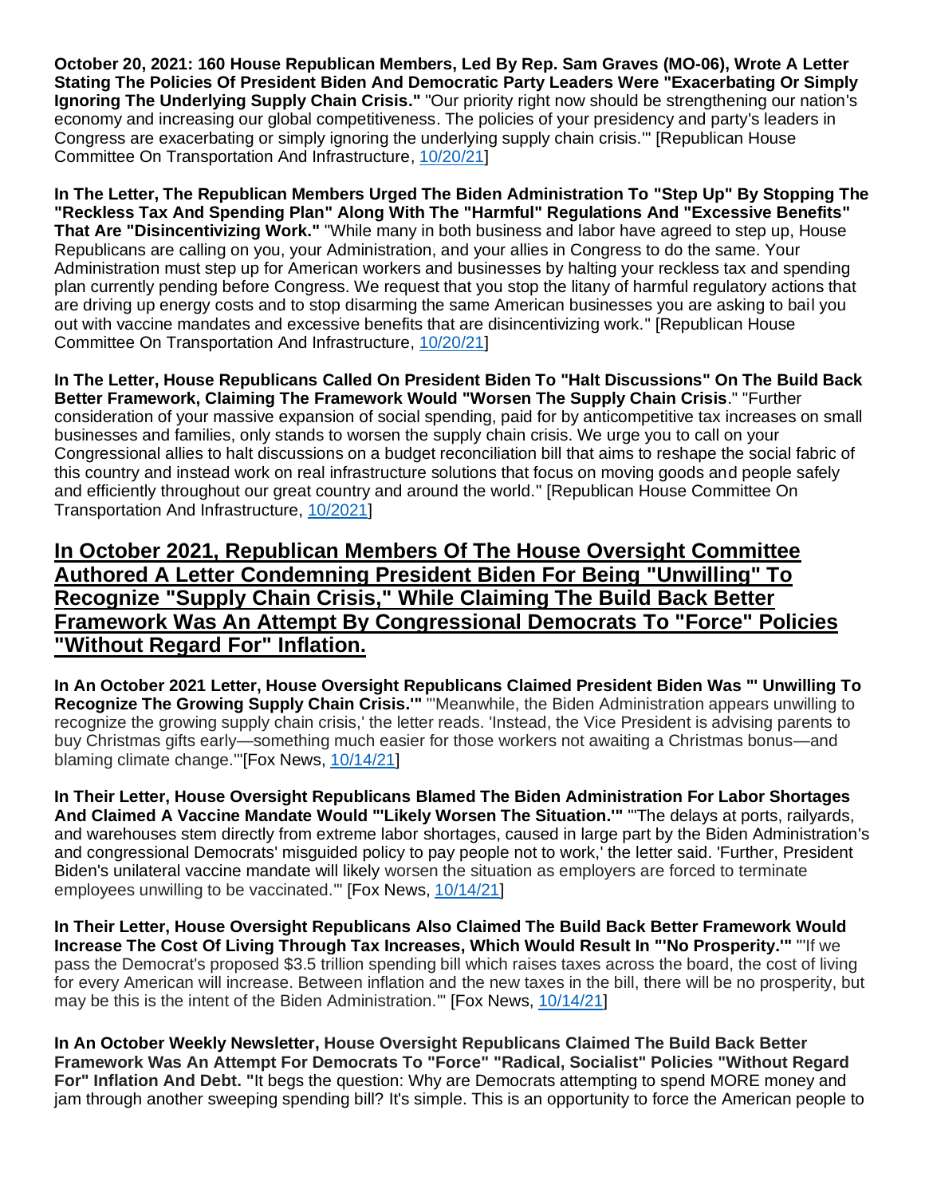**October 20, 2021: 160 House Republican Members, Led By Rep. Sam Graves (MO-06), Wrote A Letter Stating The Policies Of President Biden And Democratic Party Leaders Were "Exacerbating Or Simply Ignoring The Underlying Supply Chain Crisis."** "Our priority right now should be strengthening our nation's economy and increasing our global competitiveness. The policies of your presidency and party's leaders in Congress are exacerbating or simply ignoring the underlying supply chain crisis.'" [Republican House Committee On Transportation And Infrastructure, 10/20/21]

**In The Letter, The Republican Members Urged The Biden Administration To "Step Up" By Stopping The "Reckless Tax And Spending Plan" Along With The "Harmful" Regulations And "Excessive Benefits" That Are "Disincentivizing Work."** "While many in both business and labor have agreed to step up, House Republicans are calling on you, your Administration, and your allies in Congress to do the same. Your Administration must step up for American workers and businesses by halting your reckless tax and spending plan currently pending before Congress. We request that you stop the litany of harmful regulatory actions that are driving up energy costs and to stop disarming the same American businesses you are asking to bail you out with vaccine mandates and excessive benefits that are disincentivizing work." [Republican House Committee On Transportation And Infrastructure, 10/20/21]

**In The Letter, House Republicans Called On President Biden To "Halt Discussions" On The Build Back Better Framework, Claiming The Framework Would "Worsen The Supply Chain Crisis**." "Further consideration of your massive expansion of social spending, paid for by anticompetitive tax increases on small businesses and families, only stands to worsen the supply chain crisis. We urge you to call on your Congressional allies to halt discussions on a budget reconciliation bill that aims to reshape the social fabric of this country and instead work on real infrastructure solutions that focus on moving goods and people safely and efficiently throughout our great country and around the world." [Republican House Committee On Transportation And Infrastructure, 10/2021]

## In October 2021, Republican Members Of The House Oversight Committee Authored A Letter Condemning President Biden For Being "Unwilling" To Recognize "Supply Chain Crisis," While Claiming The Build Back Better Framework Was An Attempt By Congressional Democrats To "Force" Policies "Without Regard For" Inflation.

**In An October 2021 Letter, House Oversight Republicans Claimed President Biden Was "' Unwilling To Recognize The Growing Supply Chain Crisis.'"** "'Meanwhile, the Biden Administration appears unwilling to recognize the growing supply chain crisis,' the letter reads. 'Instead, the Vice President is advising parents to buy Christmas gifts early—something much easier for those workers not awaiting a Christmas bonus—and blaming climate change.'"[Fox News, 10/14/21]

**In Their Letter, House Oversight Republicans Blamed The Biden Administration For Labor Shortages And Claimed A Vaccine Mandate Would "'Likely Worsen The Situation.'"** "'The delays at ports, railyards, and warehouses stem directly from extreme labor shortages, caused in large part by the Biden Administration's and congressional Democrats' misguided policy to pay people not to work,' the letter said. 'Further, President Biden's unilateral vaccine mandate will likely worsen the situation as employers are forced to terminate employees unwilling to be vaccinated.'" [Fox News, 10/14/21]

**In Their Letter, House Oversight Republicans Also Claimed The Build Back Better Framework Would Increase The Cost Of Living Through Tax Increases, Which Would Result In "'No Prosperity.'"** "'If we pass the Democrat's proposed $3.5 trillion spending bill which raises taxes across the board, the cost of living for every American will increase. Between inflation and the new taxes in the bill, there will be no prosperity, but may be this is the intent of the Biden Administration.'" [Fox News, 10/14/21]

**In An October Weekly Newsletter, House Oversight Republicans Claimed The Build Back Better Framework Was An Attempt For Democrats To "Force" "Radical, Socialist" Policies "Without Regard For" Inflation And Debt.** "It begs the question: Why are Democrats attempting to spend MORE money and jam through another sweeping spending bill? It's simple. This is an opportunity to force the American people to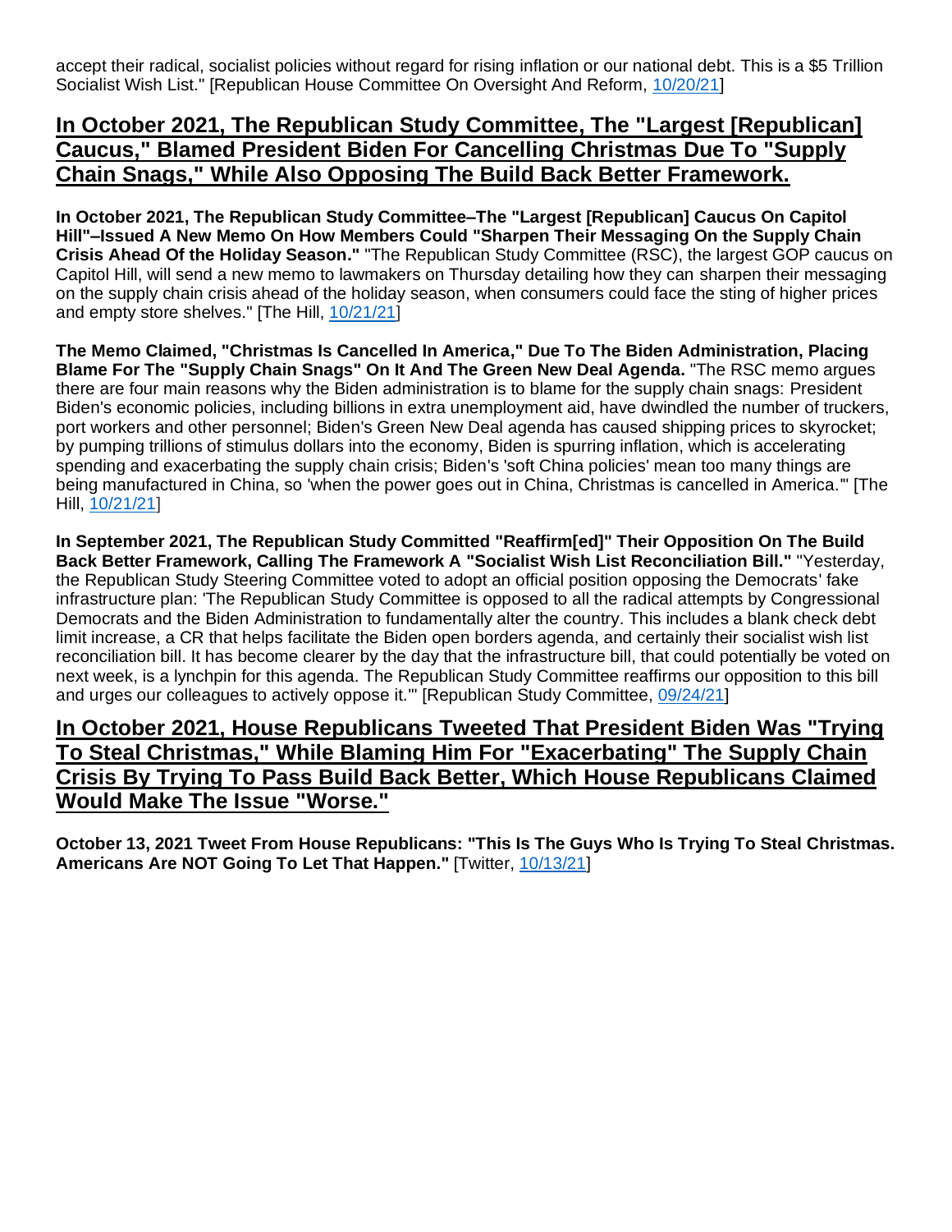accept their radical, socialist policies without regard for rising inflation or our national debt. This is a $5 Trillion Socialist Wish List." [Republican House Committee On Oversight And Reform, 10/20/21]

## In October 2021, The Republican Study Committee, The "Largest [Republican] Caucus," Blamed President Biden For Cancelling Christmas Due To "Supply Chain Snags," While Also Opposing The Build Back Better Framework.

**In October 2021, The Republican Study Committee–The "Largest [Republican] Caucus On Capitol Hill"–Issued A New Memo On How Members Could "Sharpen Their Messaging On the Supply Chain Crisis Ahead Of the Holiday Season."** "The Republican Study Committee (RSC), the largest GOP caucus on Capitol Hill, will send a new memo to lawmakers on Thursday detailing how they can sharpen their messaging on the supply chain crisis ahead of the holiday season, when consumers could face the sting of higher prices and empty store shelves." [The Hill, 10/21/21]

**The Memo Claimed, "Christmas Is Cancelled In America," Due To The Biden Administration, Placing Blame For The "Supply Chain Snags" On It And The Green New Deal Agenda.** "The RSC memo argues there are four main reasons why the Biden administration is to blame for the supply chain snags: President Biden's economic policies, including billions in extra unemployment aid, have dwindled the number of truckers, port workers and other personnel; Biden's Green New Deal agenda has caused shipping prices to skyrocket; by pumping trillions of stimulus dollars into the economy, Biden is spurring inflation, which is accelerating spending and exacerbating the supply chain crisis; Biden's 'soft China policies' mean too many things are being manufactured in China, so 'when the power goes out in China, Christmas is cancelled in America.'" [The Hill, 10/21/21]

**In September 2021, The Republican Study Committed "Reaffirm[ed]" Their Opposition On The Build Back Better Framework, Calling The Framework A "Socialist Wish List Reconciliation Bill."** "Yesterday, the Republican Study Steering Committee voted to adopt an official position opposing the Democrats' fake infrastructure plan: 'The Republican Study Committee is opposed to all the radical attempts by Congressional Democrats and the Biden Administration to fundamentally alter the country. This includes a blank check debt limit increase, a CR that helps facilitate the Biden open borders agenda, and certainly their socialist wish list reconciliation bill. It has become clearer by the day that the infrastructure bill, that could potentially be voted on next week, is a lynchpin for this agenda. The Republican Study Committee reaffirms our opposition to this bill and urges our colleagues to actively oppose it.'" [Republican Study Committee, 09/24/21]

## In October 2021, House Republicans Tweeted That President Biden Was "Trying To Steal Christmas," While Blaming Him For "Exacerbating" The Supply Chain Crisis By Trying To Pass Build Back Better, Which House Republicans Claimed Would Make The Issue "Worse."

**October 13, 2021 Tweet From House Republicans: "This Is The Guys Who Is Trying To Steal Christmas. Americans Are NOT Going To Let That Happen."** [Twitter, 10/13/21]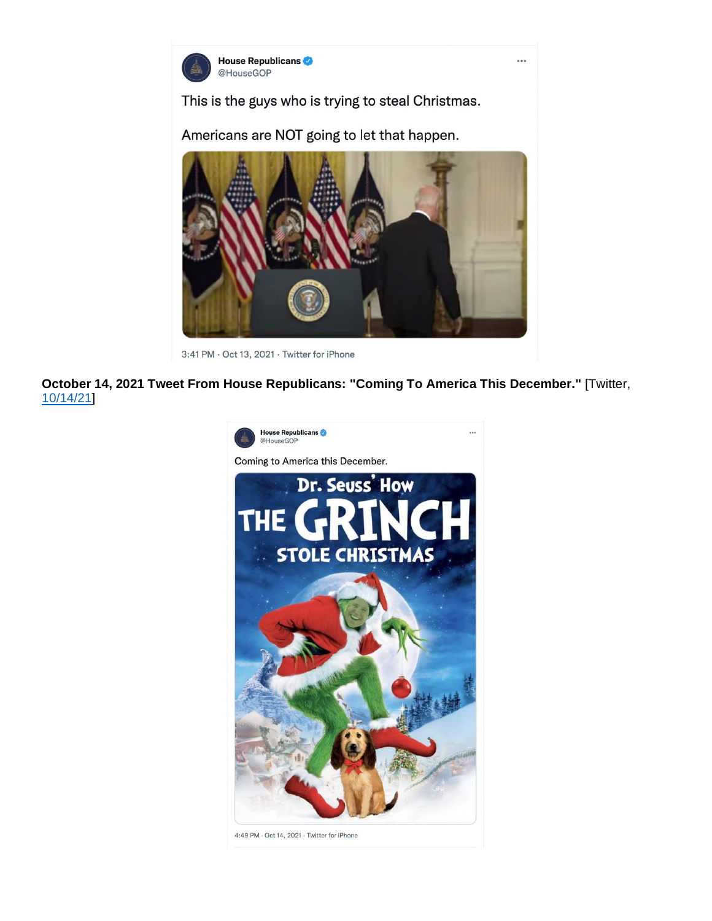House Republicans
@HouseGOP

This is the guys who is trying to steal Christmas.

Americans are NOT going to let that happen.

3:41 PM · Oct 13, 2021 · Twitter for iPhone

**October 14, 2021 Tweet From House Republicans: "Coming To America This December."** [Twitter, 10/14/21]

House Republicans
@HouseGOP

Coming to America this December.

4:49 PM · Oct 14, 2021 · Twitter for iPhone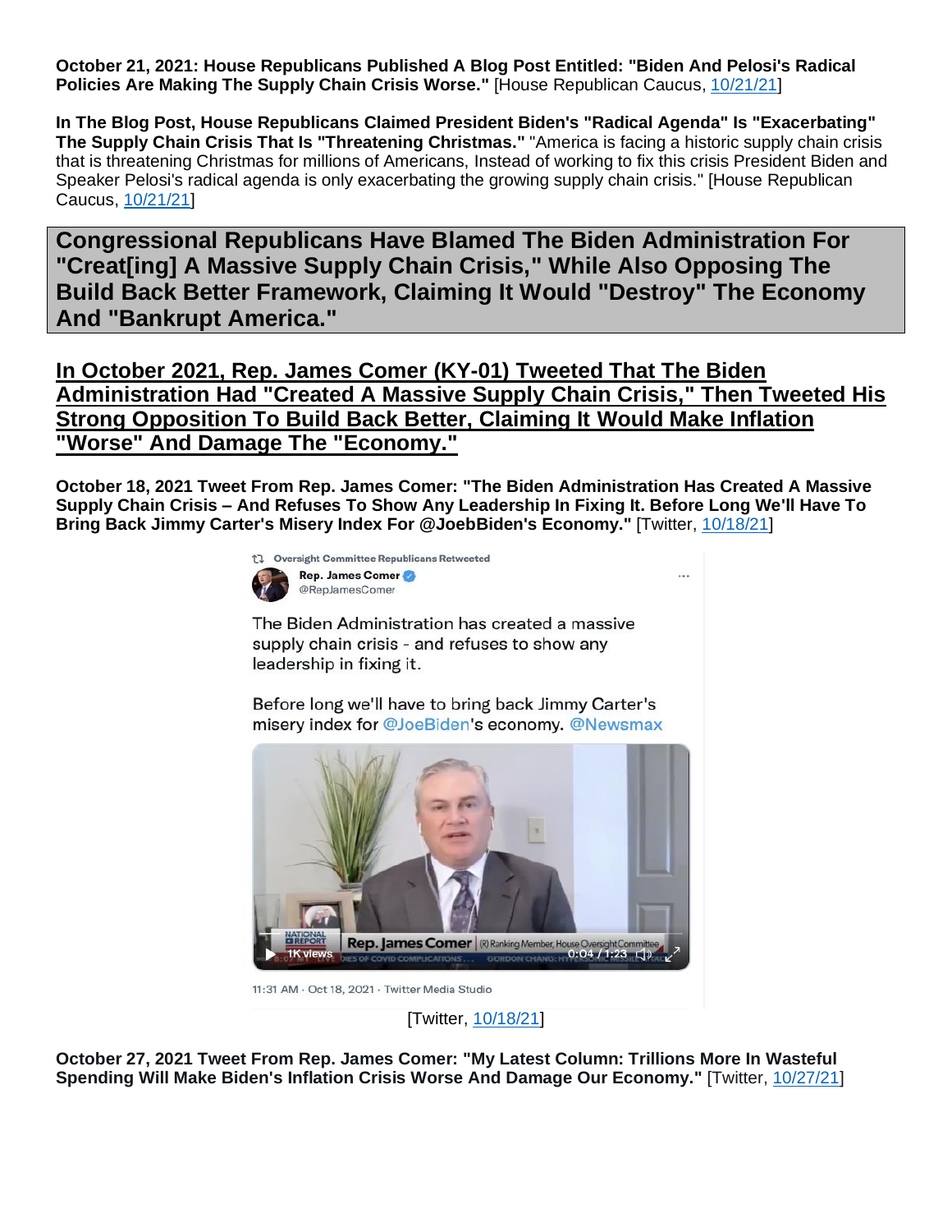**October 21, 2021: House Republicans Published A Blog Post Entitled: "Biden And Pelosi's Radical Policies Are Making The Supply Chain Crisis Worse."** [House Republican Caucus, 10/21/21]

**In The Blog Post, House Republicans Claimed President Biden's "Radical Agenda" Is "Exacerbating" The Supply Chain Crisis That Is "Threatening Christmas."** "America is facing a historic supply chain crisis that is threatening Christmas for millions of Americans, Instead of working to fix this crisis President Biden and Speaker Pelosi's radical agenda is only exacerbating the growing supply chain crisis." [House Republican Caucus, 10/21/21]

## Congressional Republicans Have Blamed The Biden Administration For "Creat[ing] A Massive Supply Chain Crisis," While Also Opposing The Build Back Better Framework, Claiming It Would "Destroy" The Economy And "Bankrupt America."

### In October 2021, Rep. James Comer (KY-01) Tweeted That The Biden Administration Had "Created A Massive Supply Chain Crisis," Then Tweeted His Strong Opposition To Build Back Better, Claiming It Would Make Inflation "Worse" And Damage The "Economy."

**October 18, 2021 Tweet From Rep. James Comer: "The Biden Administration Has Created A Massive Supply Chain Crisis – And Refuses To Show Any Leadership In Fixing It. Before Long We'll Have To Bring Back Jimmy Carter's Misery Index For @JoebBiden's Economy."** [Twitter, 10/18/21]

Oversight Committee Republicans Retweeted

Rep. James Comer
@RepJamesComer

The Biden Administration has created a massive supply chain crisis - and refuses to show any leadership in fixing it.

Before long we'll have to bring back Jimmy Carter's misery index for @JoeBiden's economy. @Newsmax

11:31 AM · Oct 18, 2021 · Twitter Media Studio

[Twitter, 10/18/21]

**October 27, 2021 Tweet From Rep. James Comer: "My Latest Column: Trillions More In Wasteful Spending Will Make Biden's Inflation Crisis Worse And Damage Our Economy."** [Twitter, 10/27/21]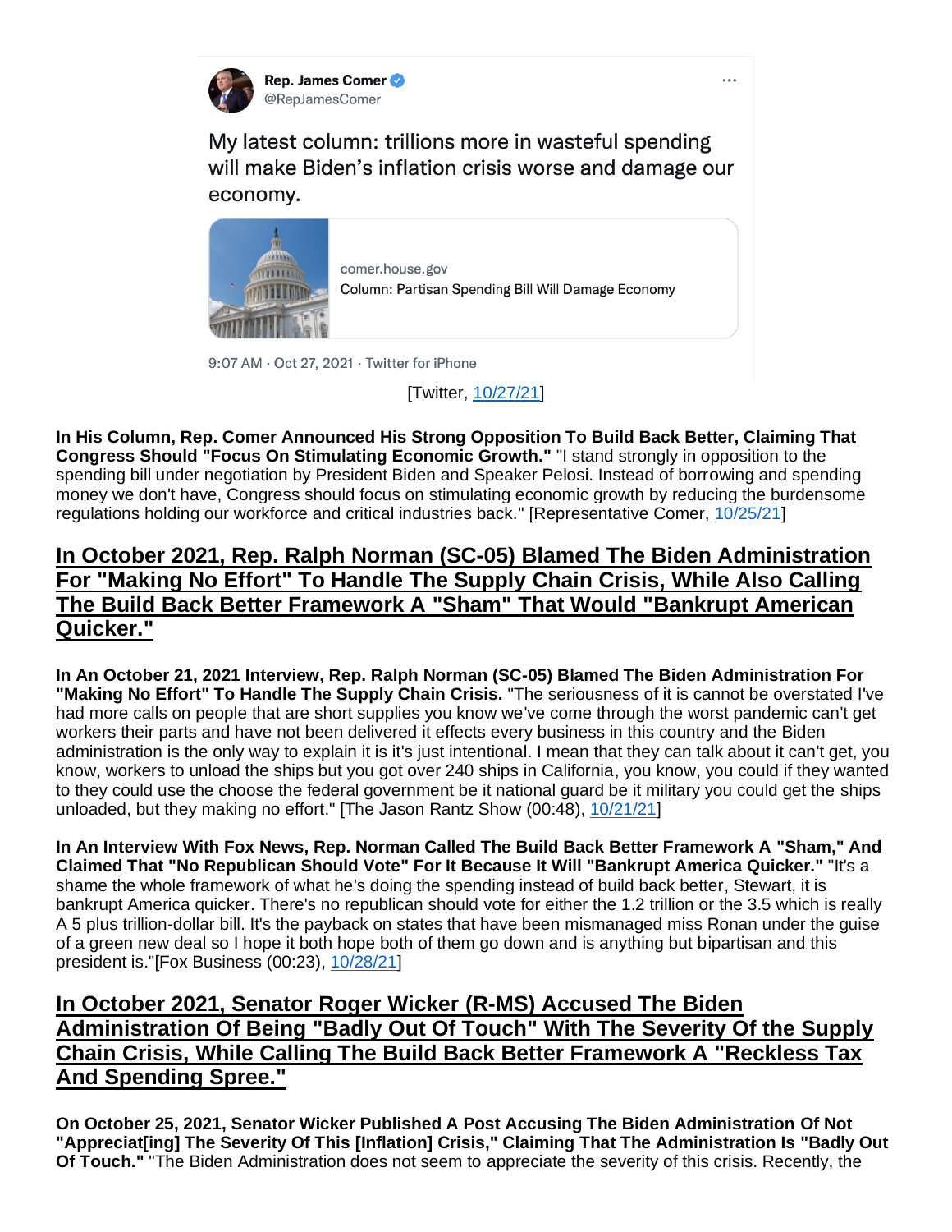Rep. James Comer
@RepJamesComer

My latest column: trillions more in wasteful spending will make Biden's inflation crisis worse and damage our economy.

comer.house.gov
Column: Partisan Spending Bill Will Damage Economy

9:07 AM · Oct 27, 2021 · Twitter for iPhone

[Twitter, 10/27/21]

**In His Column, Rep. Comer Announced His Strong Opposition To Build Back Better, Claiming That Congress Should "Focus On Stimulating Economic Growth."** "I stand strongly in opposition to the spending bill under negotiation by President Biden and Speaker Pelosi. Instead of borrowing and spending money we don't have, Congress should focus on stimulating economic growth by reducing the burdensome regulations holding our workforce and critical industries back." [Representative Comer, 10/25/21]

## In October 2021, Rep. Ralph Norman (SC-05) Blamed The Biden Administration For "Making No Effort" To Handle The Supply Chain Crisis, While Also Calling The Build Back Better Framework A "Sham" That Would "Bankrupt American Quicker."

**In An October 21, 2021 Interview, Rep. Ralph Norman (SC-05) Blamed The Biden Administration For "Making No Effort" To Handle The Supply Chain Crisis.** "The seriousness of it is cannot be overstated I've had more calls on people that are short supplies you know we've come through the worst pandemic can't get workers their parts and have not been delivered it effects every business in this country and the Biden administration is the only way to explain it is it's just intentional. I mean that they can talk about it can't get, you know, workers to unload the ships but you got over 240 ships in California, you know, you could if they wanted to they could use the choose the federal government be it national guard be it military you could get the ships unloaded, but they making no effort." [The Jason Rantz Show (00:48), 10/21/21]

**In An Interview With Fox News, Rep. Norman Called The Build Back Better Framework A "Sham," And Claimed That "No Republican Should Vote" For It Because It Will "Bankrupt America Quicker."** "It's a shame the whole framework of what he's doing the spending instead of build back better, Stewart, it is bankrupt America quicker. There's no republican should vote for either the 1.2 trillion or the 3.5 which is really A 5 plus trillion-dollar bill. It's the payback on states that have been mismanaged miss Ronan under the guise of a green new deal so I hope it both hope both of them go down and is anything but bipartisan and this president is."[Fox Business (00:23), 10/28/21]

## In October 2021, Senator Roger Wicker (R-MS) Accused The Biden Administration Of Being "Badly Out Of Touch" With The Severity Of the Supply Chain Crisis, While Calling The Build Back Better Framework A "Reckless Tax And Spending Spree."

**On October 25, 2021, Senator Wicker Published A Post Accusing The Biden Administration Of Not "Appreciat[ing] The Severity Of This [Inflation] Crisis," Claiming That The Administration Is "Badly Out Of Touch."** "The Biden Administration does not seem to appreciate the severity of this crisis. Recently, the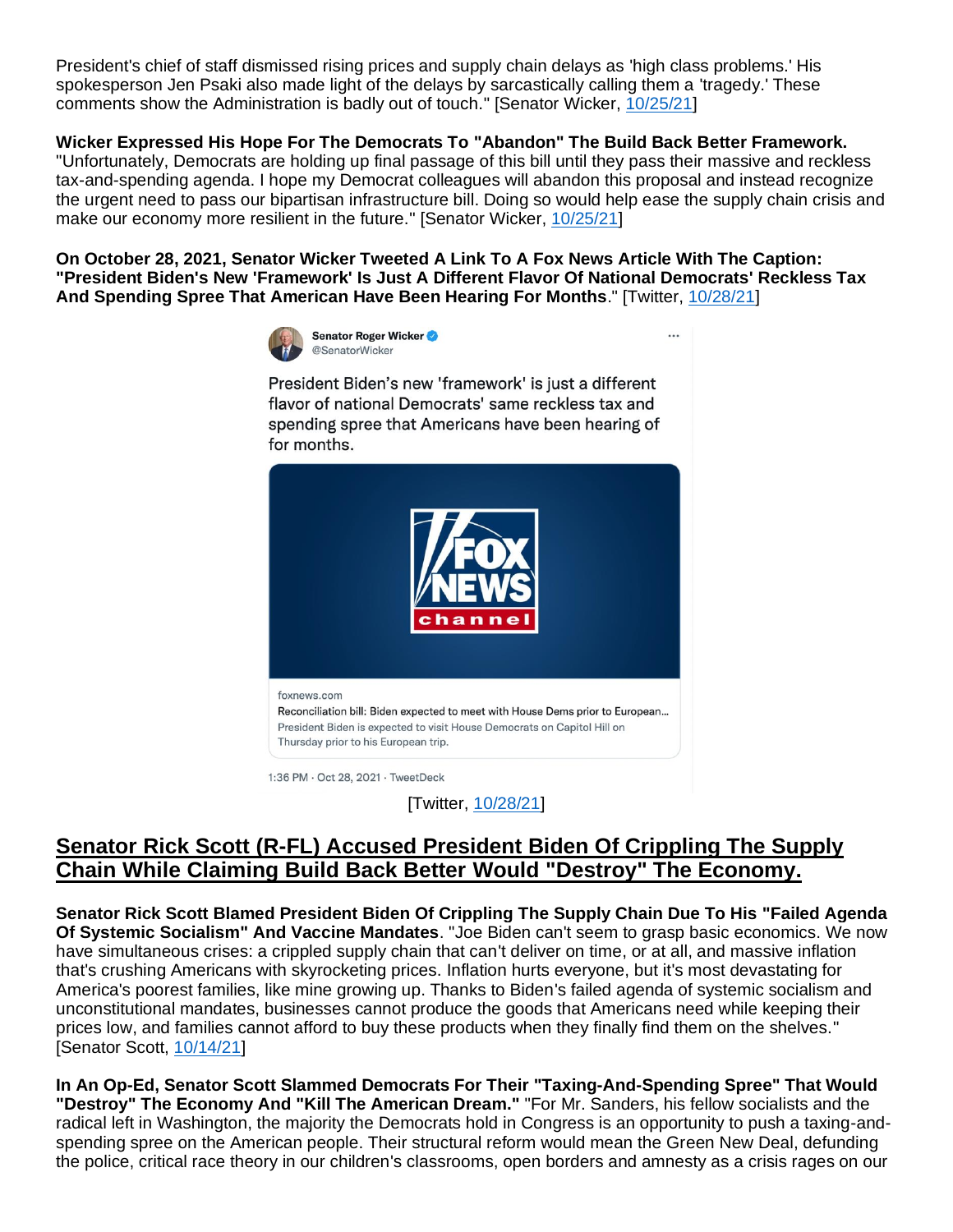President's chief of staff dismissed rising prices and supply chain delays as 'high class problems.' His spokesperson Jen Psaki also made light of the delays by sarcastically calling them a 'tragedy.' These comments show the Administration is badly out of touch." [Senator Wicker, 10/25/21]

**Wicker Expressed His Hope For The Democrats To "Abandon" The Build Back Better Framework.** "Unfortunately, Democrats are holding up final passage of this bill until they pass their massive and reckless tax-and-spending agenda. I hope my Democrat colleagues will abandon this proposal and instead recognize the urgent need to pass our bipartisan infrastructure bill. Doing so would help ease the supply chain crisis and make our economy more resilient in the future." [Senator Wicker, 10/25/21]

**On October 28, 2021, Senator Wicker Tweeted A Link To A Fox News Article With The Caption: "President Biden's New 'Framework' Is Just A Different Flavor Of National Democrats' Reckless Tax And Spending Spree That American Have Been Hearing For Months**." [Twitter, 10/28/21]

> **Senator Roger Wicker** @SenatorWicker
>
> President Biden's new 'framework' is just a different flavor of national Democrats' same reckless tax and spending spree that Americans have been hearing of for months.
>
> foxnews.com
> Reconciliation bill: Biden expected to meet with House Dems prior to European...
> President Biden is expected to visit House Democrats on Capitol Hill on Thursday prior to his European trip.
>
> 1:36 PM · Oct 28, 2021 · TweetDeck

[Twitter, 10/28/21]

## Senator Rick Scott (R-FL) Accused President Biden Of Crippling The Supply Chain While Claiming Build Back Better Would "Destroy" The Economy.

**Senator Rick Scott Blamed President Biden Of Crippling The Supply Chain Due To His "Failed Agenda Of Systemic Socialism" And Vaccine Mandates**. "Joe Biden can't seem to grasp basic economics. We now have simultaneous crises: a crippled supply chain that can't deliver on time, or at all, and massive inflation that's crushing Americans with skyrocketing prices. Inflation hurts everyone, but it's most devastating for America's poorest families, like mine growing up. Thanks to Biden's failed agenda of systemic socialism and unconstitutional mandates, businesses cannot produce the goods that Americans need while keeping their prices low, and families cannot afford to buy these products when they finally find them on the shelves." [Senator Scott, 10/14/21]

**In An Op-Ed, Senator Scott Slammed Democrats For Their "Taxing-And-Spending Spree" That Would "Destroy" The Economy And "Kill The American Dream."** "For Mr. Sanders, his fellow socialists and the radical left in Washington, the majority the Democrats hold in Congress is an opportunity to push a taxing-and-spending spree on the American people. Their structural reform would mean the Green New Deal, defunding the police, critical race theory in our children's classrooms, open borders and amnesty as a crisis rages on our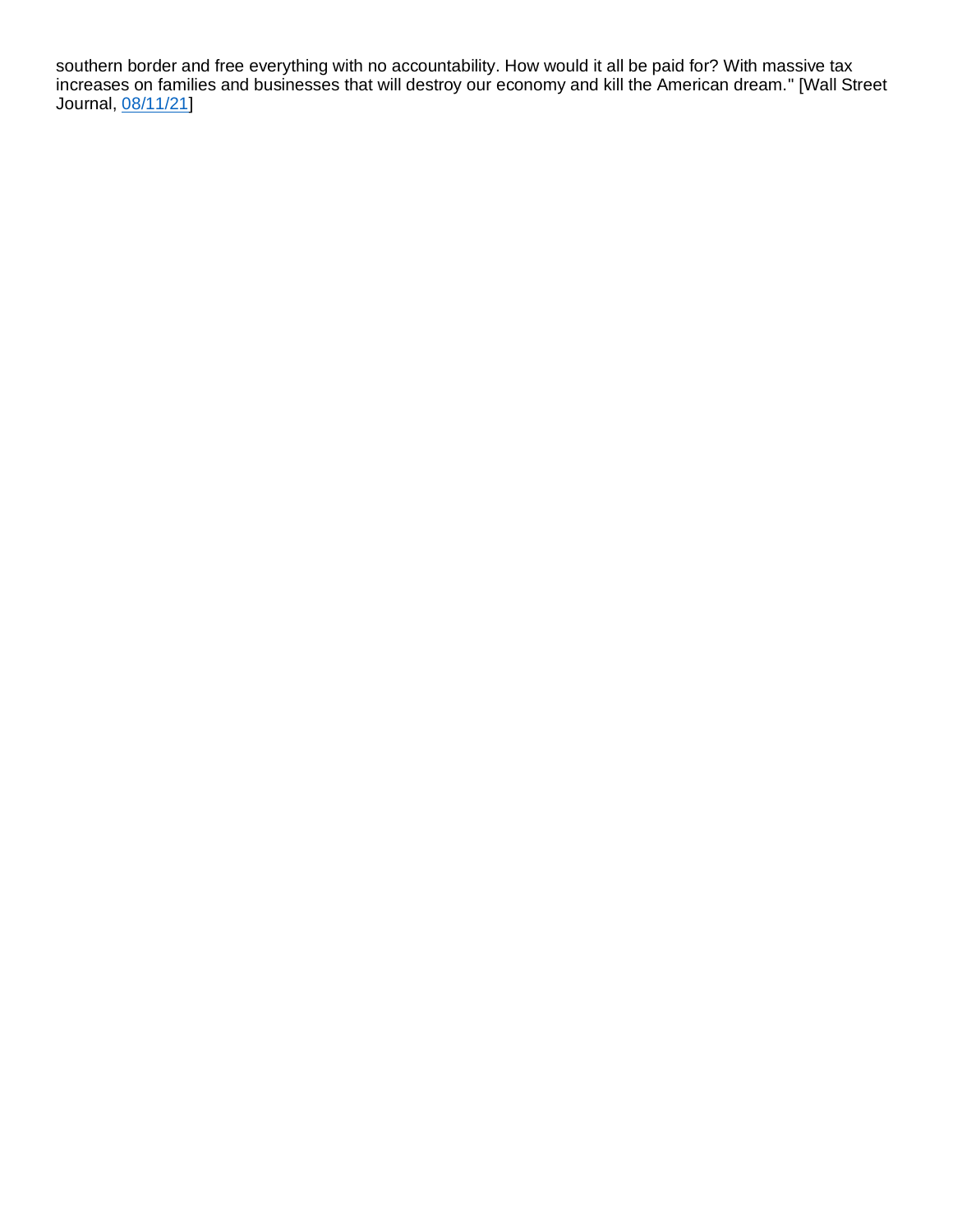southern border and free everything with no accountability. How would it all be paid for? With massive tax increases on families and businesses that will destroy our economy and kill the American dream." [Wall Street Journal, 08/11/21]